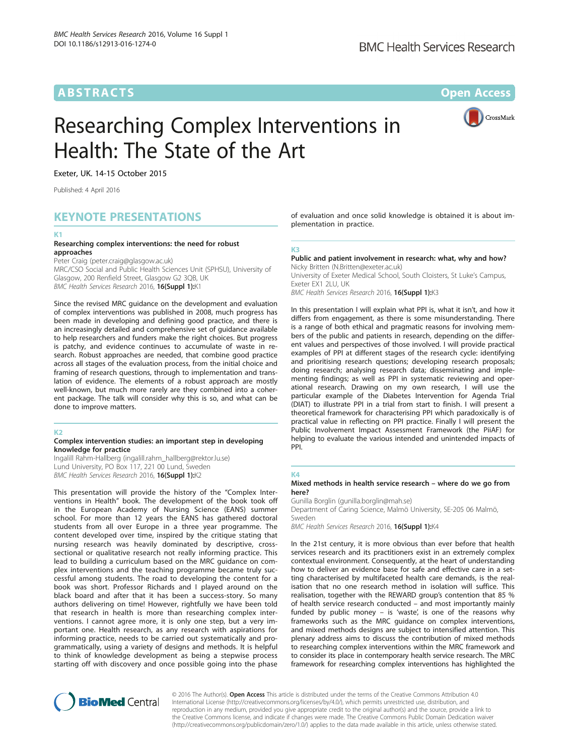ABSTRACTS Open Access

# Researching Complex Interventions in Health: The State of the Art

Exeter, UK. 14-15 October 2015

Published: 4 April 2016

## KEYNOTE PRESENTATIONS

### K1

**Researching complex interventions: the need for robust approaches**

Peter Craig (peter.craig@glasgow.ac.uk)
MRC/CSO Social and Public Health Sciences Unit (SPHSU), University of Glasgow, 200 Renfield Street, Glasgow G2 3QB, UK
*BMC Health Services Research* 2016, **16(Suppl 1):**K1

Since the revised MRC guidance on the development and evaluation of complex interventions was published in 2008, much progress has been made in developing and defining good practice, and there is an increasingly detailed and comprehensive set of guidance available to help researchers and funders make the right choices. But progress is patchy, and evidence continues to accumulate of waste in research. Robust approaches are needed, that combine good practice across all stages of the evaluation process, from the initial choice and framing of research questions, through to implementation and translation of evidence. The elements of a robust approach are mostly well-known, but much more rarely are they combined into a coherent package. The talk will consider why this is so, and what can be done to improve matters.

### K2

**Complex intervention studies: an important step in developing knowledge for practice**

Ingalill Rahm-Hallberg (ingalill.rahm_hallberg@rektor.lu.se)
Lund University, PO Box 117, 221 00 Lund, Sweden
*BMC Health Services Research* 2016, **16(Suppl 1):**K2

This presentation will provide the history of the "Complex Interventions in Health" book. The development of the book took off in the European Academy of Nursing Science (EANS) summer school. For more than 12 years the EANS has gathered doctoral students from all over Europe in a three year programme. The content developed over time, inspired by the critique stating that nursing research was heavily dominated by descriptive, cross-sectional or qualitative research not really informing practice. This lead to building a curriculum based on the MRC guidance on complex interventions and the teaching programme became truly successful among students. The road to developing the content for a book was short. Professor Richards and I played around on the black board and after that it has been a success-story. So many authors delivering on time! However, rightfully we have been told that research in health is more than researching complex interventions. I cannot agree more, it is only one step, but a very important one. Health research, as any research with aspirations for informing practice, needs to be carried out systematically and programmatically, using a variety of designs and methods. It is helpful to think of knowledge development as being a stepwise process starting off with discovery and once possible going into the phase of evaluation and once solid knowledge is obtained it is about implementation in practice.

### K3

**Public and patient involvement in research: what, why and how?**

Nicky Britten (N.Britten@exeter.ac.uk)
University of Exeter Medical School, South Cloisters, St Luke's Campus, Exeter EX1 2LU, UK
*BMC Health Services Research* 2016, **16(Suppl 1):**K3

In this presentation I will explain what PPI is, what it isn't, and how it differs from engagement, as there is some misunderstanding. There is a range of both ethical and pragmatic reasons for involving members of the public and patients in research, depending on the different values and perspectives of those involved. I will provide practical examples of PPI at different stages of the research cycle: identifying and prioritising research questions; developing research proposals; doing research; analysing research data; disseminating and implementing findings; as well as PPI in systematic reviewing and operational research. Drawing on my own research, I will use the particular example of the Diabetes Intervention for Agenda Trial (DIAT) to illustrate PPI in a trial from start to finish. I will present a theoretical framework for characterising PPI which paradoxically is of practical value in reflecting on PPI practice. Finally I will present the Public Involvement Impact Assessment Framework (the PiiAF) for helping to evaluate the various intended and unintended impacts of PPI.

### K4

**Mixed methods in health service research – where do we go from here?**

Gunilla Borglin (gunilla.borglin@mah.se)
Department of Caring Science, Malmö University, SE-205 06 Malmö, Sweden
*BMC Health Services Research* 2016, **16(Suppl 1):**K4

In the 21st century, it is more obvious than ever before that health services research and its practitioners exist in an extremely complex contextual environment. Consequently, at the heart of understanding how to deliver an evidence base for safe and effective care in a setting characterised by multifaceted health care demands, is the realisation that no one research method in isolation will suffice. This realisation, together with the REWARD group's contention that 85 % of health service research conducted – and most importantly mainly funded by public money – is 'waste', is one of the reasons why frameworks such as the MRC guidance on complex interventions, and mixed methods designs are subject to intensified attention. This plenary address aims to discuss the contribution of mixed methods to researching complex interventions within the MRC framework and to consider its place in contemporary health service research. The MRC framework for researching complex interventions has highlighted the

© 2016 The Author(s). **Open Access** This article is distributed under the terms of the Creative Commons Attribution 4.0 International License (http://creativecommons.org/licenses/by/4.0/), which permits unrestricted use, distribution, and reproduction in any medium, provided you give appropriate credit to the original author(s) and the source, provide a link to the Creative Commons license, and indicate if changes were made. The Creative Commons Public Domain Dedication waiver (http://creativecommons.org/publicdomain/zero/1.0/) applies to the data made available in this article, unless otherwise stated.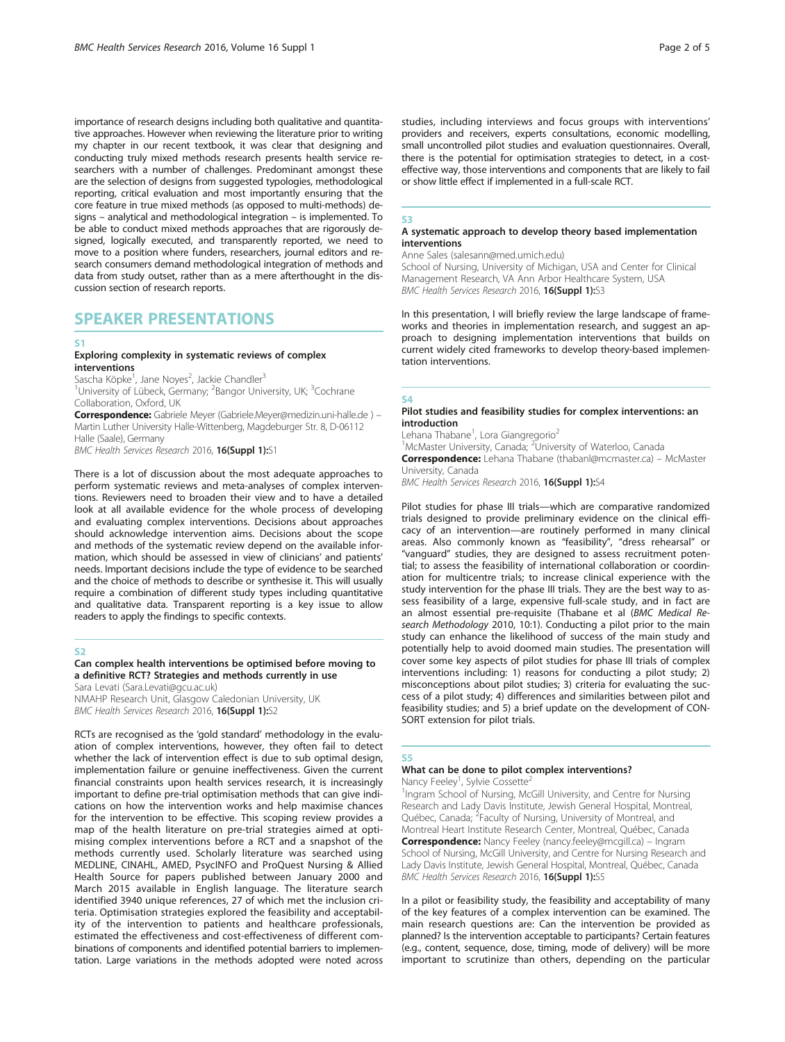importance of research designs including both qualitative and quantitative approaches. However when reviewing the literature prior to writing my chapter in our recent textbook, it was clear that designing and conducting truly mixed methods research presents health service researchers with a number of challenges. Predominant amongst these are the selection of designs from suggested typologies, methodological reporting, critical evaluation and most importantly ensuring that the core feature in true mixed methods (as opposed to multi-methods) designs – analytical and methodological integration – is implemented. To be able to conduct mixed methods approaches that are rigorously designed, logically executed, and transparently reported, we need to move to a position where funders, researchers, journal editors and research consumers demand methodological integration of methods and data from study outset, rather than as a mere afterthought in the discussion section of research reports.

# SPEAKER PRESENTATIONS

## S1

### Exploring complexity in systematic reviews of complex interventions

Sascha Köpke[1], Jane Noyes[2], Jackie Chandler[3]

[1]University of Lübeck, Germany; [2]Bangor University, UK; [3]Cochrane Collaboration, Oxford, UK

**Correspondence:** Gabriele Meyer (Gabriele.Meyer@medizin.uni-halle.de ) – Martin Luther University Halle-Wittenberg, Magdeburger Str. 8, D-06112 Halle (Saale), Germany

*BMC Health Services Research* 2016, **16(Suppl 1):**S1

There is a lot of discussion about the most adequate approaches to perform systematic reviews and meta-analyses of complex interventions. Reviewers need to broaden their view and to have a detailed look at all available evidence for the whole process of developing and evaluating complex interventions. Decisions about approaches should acknowledge intervention aims. Decisions about the scope and methods of the systematic review depend on the available information, which should be assessed in view of clinicians' and patients' needs. Important decisions include the type of evidence to be searched and the choice of methods to describe or synthesise it. This will usually require a combination of different study types including quantitative and qualitative data. Transparent reporting is a key issue to allow readers to apply the findings to specific contexts.

## S2

### Can complex health interventions be optimised before moving to a definitive RCT? Strategies and methods currently in use

Sara Levati (Sara.Levati@gcu.ac.uk)

NMAHP Research Unit, Glasgow Caledonian University, UK

*BMC Health Services Research* 2016, **16(Suppl 1):**S2

RCTs are recognised as the 'gold standard' methodology in the evaluation of complex interventions, however, they often fail to detect whether the lack of intervention effect is due to sub optimal design, implementation failure or genuine ineffectiveness. Given the current financial constraints upon health services research, it is increasingly important to define pre-trial optimisation methods that can give indications on how the intervention works and help maximise chances for the intervention to be effective. This scoping review provides a map of the health literature on pre-trial strategies aimed at optimising complex interventions before a RCT and a snapshot of the methods currently used. Scholarly literature was searched using MEDLINE, CINAHL, AMED, PsycINFO and ProQuest Nursing & Allied Health Source for papers published between January 2000 and March 2015 available in English language. The literature search identified 3940 unique references, 27 of which met the inclusion criteria. Optimisation strategies explored the feasibility and acceptability of the intervention to patients and healthcare professionals, estimated the effectiveness and cost-effectiveness of different combinations of components and identified potential barriers to implementation. Large variations in the methods adopted were noted across studies, including interviews and focus groups with interventions' providers and receivers, experts consultations, economic modelling, small uncontrolled pilot studies and evaluation questionnaires. Overall, there is the potential for optimisation strategies to detect, in a cost-effective way, those interventions and components that are likely to fail or show little effect if implemented in a full-scale RCT.

## S3

### A systematic approach to develop theory based implementation interventions

Anne Sales (salesann@med.umich.edu)

School of Nursing, University of Michigan, USA and Center for Clinical Management Research, VA Ann Arbor Healthcare System, USA

*BMC Health Services Research* 2016, **16(Suppl 1):**S3

In this presentation, I will briefly review the large landscape of frameworks and theories in implementation research, and suggest an approach to designing implementation interventions that builds on current widely cited frameworks to develop theory-based implementation interventions.

## S4

### Pilot studies and feasibility studies for complex interventions: an introduction

Lehana Thabane[1], Lora Giangregorio[2]

[1]McMaster University, Canada; [2]University of Waterloo, Canada

**Correspondence:** Lehana Thabane (thabanl@mcmaster.ca) – McMaster University, Canada

*BMC Health Services Research* 2016, **16(Suppl 1):**S4

Pilot studies for phase III trials—which are comparative randomized trials designed to provide preliminary evidence on the clinical efficacy of an intervention—are routinely performed in many clinical areas. Also commonly known as "feasibility", "dress rehearsal" or "vanguard" studies, they are designed to assess recruitment potential; to assess the feasibility of international collaboration or coordination for multicentre trials; to increase clinical experience with the study intervention for the phase III trials. They are the best way to assess feasibility of a large, expensive full-scale study, and in fact are an almost essential pre-requisite (Thabane et al (*BMC Medical Research Methodology* 2010, 10:1). Conducting a pilot prior to the main study can enhance the likelihood of success of the main study and potentially help to avoid doomed main studies. The presentation will cover some key aspects of pilot studies for phase III trials of complex interventions including: 1) reasons for conducting a pilot study; 2) misconceptions about pilot studies; 3) criteria for evaluating the success of a pilot study; 4) differences and similarities between pilot and feasibility studies; and 5) a brief update on the development of CONSORT extension for pilot trials.

## S5

### What can be done to pilot complex interventions?

Nancy Feeley[1], Sylvie Cossette[2]

[1]Ingram School of Nursing, McGill University, and Centre for Nursing Research and Lady Davis Institute, Jewish General Hospital, Montreal, Québec, Canada; [2]Faculty of Nursing, University of Montreal, and Montreal Heart Institute Research Center, Montreal, Québec, Canada

**Correspondence:** Nancy Feeley (nancy.feeley@mcgill.ca) – Ingram School of Nursing, McGill University, and Centre for Nursing Research and Lady Davis Institute, Jewish General Hospital, Montreal, Québec, Canada

*BMC Health Services Research* 2016, **16(Suppl 1):**S5

In a pilot or feasibility study, the feasibility and acceptability of many of the key features of a complex intervention can be examined. The main research questions are: Can the intervention be provided as planned? Is the intervention acceptable to participants? Certain features (e.g., content, sequence, dose, timing, mode of delivery) will be more important to scrutinize than others, depending on the particular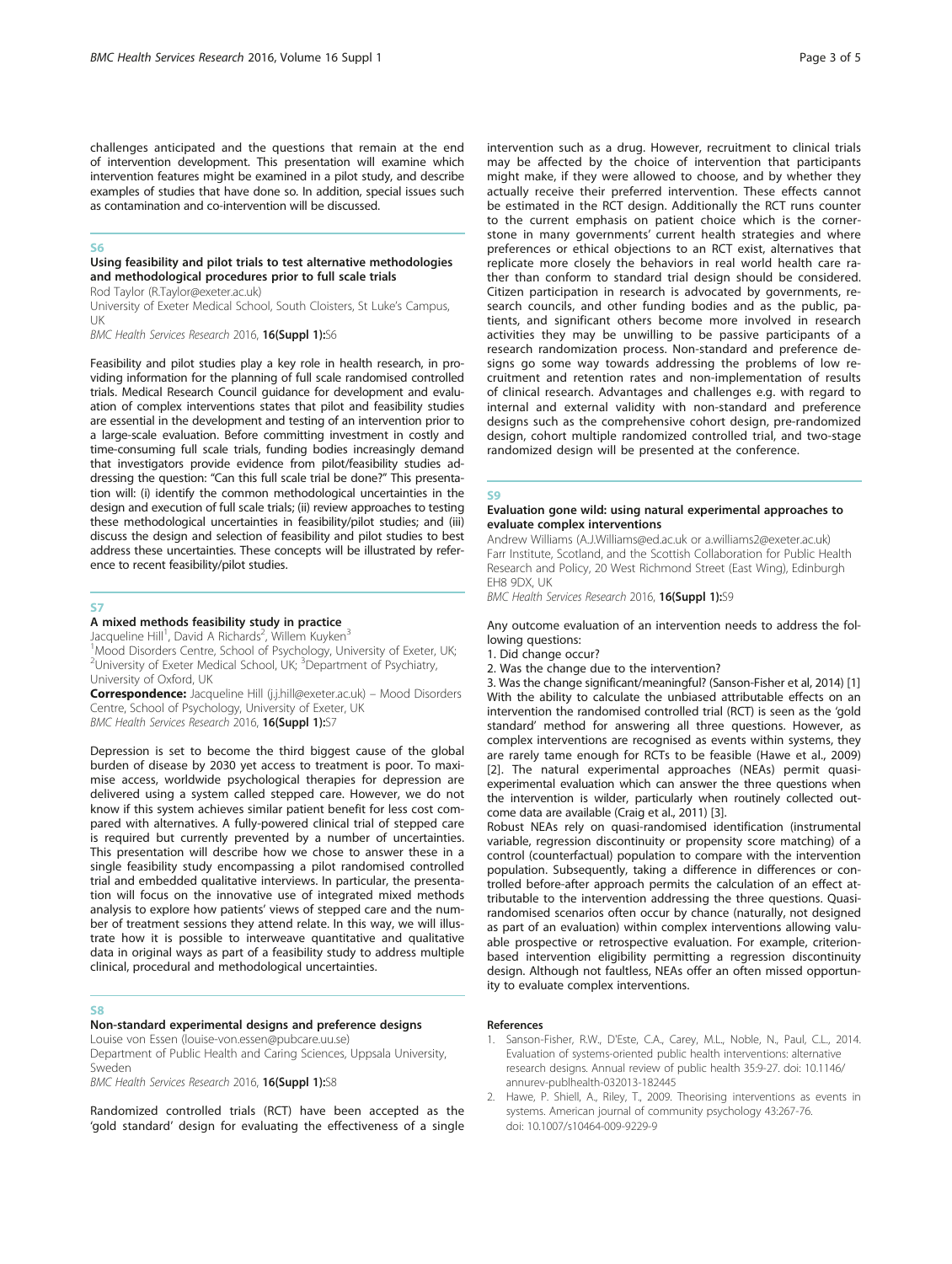challenges anticipated and the questions that remain at the end of intervention development. This presentation will examine which intervention features might be examined in a pilot study, and describe examples of studies that have done so. In addition, special issues such as contamination and co-intervention will be discussed.

## S6

### Using feasibility and pilot trials to test alternative methodologies and methodological procedures prior to full scale trials

Rod Taylor (R.Taylor@exeter.ac.uk)

University of Exeter Medical School, South Cloisters, St Luke's Campus, UK

*BMC Health Services Research* 2016, **16(Suppl 1):**S6

Feasibility and pilot studies play a key role in health research, in providing information for the planning of full scale randomised controlled trials. Medical Research Council guidance for development and evaluation of complex interventions states that pilot and feasibility studies are essential in the development and testing of an intervention prior to a large-scale evaluation. Before committing investment in costly and time-consuming full scale trials, funding bodies increasingly demand that investigators provide evidence from pilot/feasibility studies addressing the question: "Can this full scale trial be done?" This presentation will: (i) identify the common methodological uncertainties in the design and execution of full scale trials; (ii) review approaches to testing these methodological uncertainties in feasibility/pilot studies; and (iii) discuss the design and selection of feasibility and pilot studies to best address these uncertainties. These concepts will be illustrated by reference to recent feasibility/pilot studies.

## S7

### A mixed methods feasibility study in practice

Jacqueline Hill[1], David A Richards[2], Willem Kuyken[3]

[1]Mood Disorders Centre, School of Psychology, University of Exeter, UK; [2]University of Exeter Medical School, UK; [3]Department of Psychiatry, University of Oxford, UK

**Correspondence:** Jacqueline Hill (j.j.hill@exeter.ac.uk) – Mood Disorders Centre, School of Psychology, University of Exeter, UK

*BMC Health Services Research* 2016, **16(Suppl 1):**S7

Depression is set to become the third biggest cause of the global burden of disease by 2030 yet access to treatment is poor. To maximise access, worldwide psychological therapies for depression are delivered using a system called stepped care. However, we do not know if this system achieves similar patient benefit for less cost compared with alternatives. A fully-powered clinical trial of stepped care is required but currently prevented by a number of uncertainties. This presentation will describe how we chose to answer these in a single feasibility study encompassing a pilot randomised controlled trial and embedded qualitative interviews. In particular, the presentation will focus on the innovative use of integrated mixed methods analysis to explore how patients' views of stepped care and the number of treatment sessions they attend relate. In this way, we will illustrate how it is possible to interweave quantitative and qualitative data in original ways as part of a feasibility study to address multiple clinical, procedural and methodological uncertainties.

## S8

### Non-standard experimental designs and preference designs

Louise von Essen (louise-von.essen@pubcare.uu.se)

Department of Public Health and Caring Sciences, Uppsala University, Sweden

*BMC Health Services Research* 2016, **16(Suppl 1):**S8

Randomized controlled trials (RCT) have been accepted as the 'gold standard' design for evaluating the effectiveness of a single intervention such as a drug. However, recruitment to clinical trials may be affected by the choice of intervention that participants might make, if they were allowed to choose, and by whether they actually receive their preferred intervention. These effects cannot be estimated in the RCT design. Additionally the RCT runs counter to the current emphasis on patient choice which is the cornerstone in many governments' current health strategies and where preferences or ethical objections to an RCT exist, alternatives that replicate more closely the behaviors in real world health care rather than conform to standard trial design should be considered. Citizen participation in research is advocated by governments, research councils, and other funding bodies and as the public, patients, and significant others become more involved in research activities they may be unwilling to be passive participants of a research randomization process. Non-standard and preference designs go some way towards addressing the problems of low recruitment and retention rates and non-implementation of results of clinical research. Advantages and challenges e.g. with regard to internal and external validity with non-standard and preference designs such as the comprehensive cohort design, pre-randomized design, cohort multiple randomized controlled trial, and two-stage randomized design will be presented at the conference.

## S9

### Evaluation gone wild: using natural experimental approaches to evaluate complex interventions

Andrew Williams (A.J.Williams@ed.ac.uk or a.williams2@exeter.ac.uk)

Farr Institute, Scotland, and the Scottish Collaboration for Public Health Research and Policy, 20 West Richmond Street (East Wing), Edinburgh EH8 9DX, UK

*BMC Health Services Research* 2016, **16(Suppl 1):**S9

Any outcome evaluation of an intervention needs to address the following questions:

1. Did change occur?
2. Was the change due to the intervention?
3. Was the change significant/meaningful? (Sanson-Fisher et al, 2014) [1]

With the ability to calculate the unbiased attributable effects on an intervention the randomised controlled trial (RCT) is seen as the 'gold standard' method for answering all three questions. However, as complex interventions are recognised as events within systems, they are rarely tame enough for RCTs to be feasible (Hawe et al., 2009) [2]. The natural experimental approaches (NEAs) permit quasi-experimental evaluation which can answer the three questions when the intervention is wilder, particularly when routinely collected outcome data are available (Craig et al., 2011) [3].

Robust NEAs rely on quasi-randomised identification (instrumental variable, regression discontinuity or propensity score matching) of a control (counterfactual) population to compare with the intervention population. Subsequently, taking a difference in differences or controlled before-after approach permits the calculation of an effect attributable to the intervention addressing the three questions. Quasi-randomised scenarios often occur by chance (naturally, not designed as part of an evaluation) within complex interventions allowing valuable prospective or retrospective evaluation. For example, criterion-based intervention eligibility permitting a regression discontinuity design. Although not faultless, NEAs offer an often missed opportunity to evaluate complex interventions.

#### References

1. Sanson-Fisher, R.W., D'Este, C.A., Carey, M.L., Noble, N., Paul, C.L., 2014. Evaluation of systems-oriented public health interventions: alternative research designs. Annual review of public health 35:9-27. doi: 10.1146/annurev-publhealth-032013-182445
2. Hawe, P. Shiell, A., Riley, T., 2009. Theorising interventions as events in systems. American journal of community psychology 43:267-76. doi: 10.1007/s10464-009-9229-9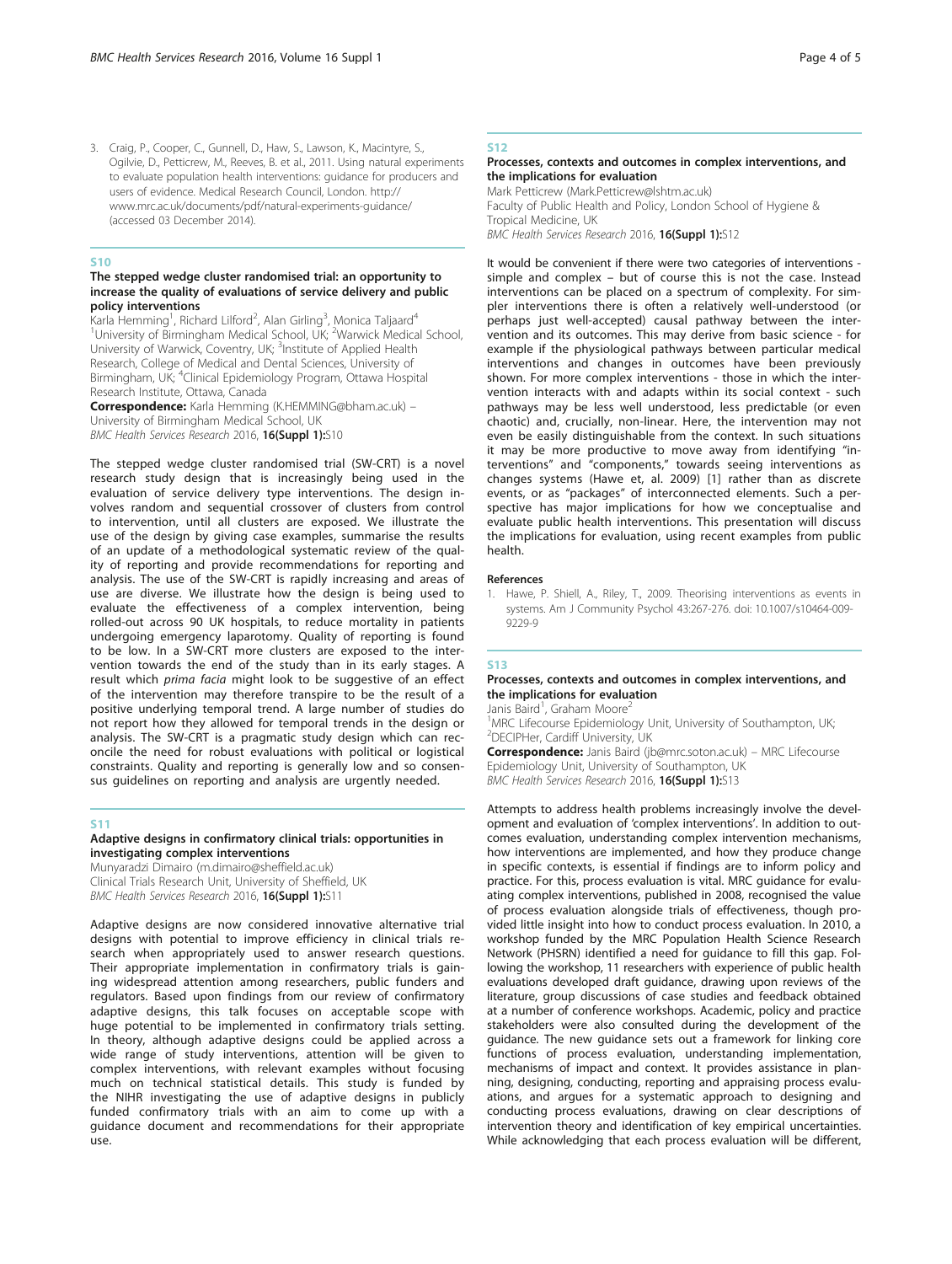3. Craig, P., Cooper, C., Gunnell, D., Haw, S., Lawson, K., Macintyre, S., Ogilvie, D., Petticrew, M., Reeves, B. et al., 2011. Using natural experiments to evaluate population health interventions: guidance for producers and users of evidence. Medical Research Council, London. http://www.mrc.ac.uk/documents/pdf/natural-experiments-guidance/ (accessed 03 December 2014).

## S10

### The stepped wedge cluster randomised trial: an opportunity to increase the quality of evaluations of service delivery and public policy interventions

Karla Hemming[1], Richard Lilford[2], Alan Girling[3], Monica Taljaard[4]
[1]University of Birmingham Medical School, UK; [2]Warwick Medical School, University of Warwick, Coventry, UK; [3]Institute of Applied Health Research, College of Medical and Dental Sciences, University of Birmingham, UK; [4]Clinical Epidemiology Program, Ottawa Hospital Research Institute, Ottawa, Canada
**Correspondence:** Karla Hemming (K.HEMMING@bham.ac.uk) – University of Birmingham Medical School, UK
*BMC Health Services Research* 2016, **16(Suppl 1):**S10

The stepped wedge cluster randomised trial (SW-CRT) is a novel research study design that is increasingly being used in the evaluation of service delivery type interventions. The design involves random and sequential crossover of clusters from control to intervention, until all clusters are exposed. We illustrate the use of the design by giving case examples, summarise the results of an update of a methodological systematic review of the quality of reporting and provide recommendations for reporting and analysis. The use of the SW-CRT is rapidly increasing and areas of use are diverse. We illustrate how the design is being used to evaluate the effectiveness of a complex intervention, being rolled-out across 90 UK hospitals, to reduce mortality in patients undergoing emergency laparotomy. Quality of reporting is found to be low. In a SW-CRT more clusters are exposed to the intervention towards the end of the study than in its early stages. A result which *prima facia* might look to be suggestive of an effect of the intervention may therefore transpire to be the result of a positive underlying temporal trend. A large number of studies do not report how they allowed for temporal trends in the design or analysis. The SW-CRT is a pragmatic study design which can reconcile the need for robust evaluations with political or logistical constraints. Quality and reporting is generally low and so consensus guidelines on reporting and analysis are urgently needed.

## S11

### Adaptive designs in confirmatory clinical trials: opportunities in investigating complex interventions

Munyaradzi Dimairo (m.dimairo@sheffield.ac.uk)
Clinical Trials Research Unit, University of Sheffield, UK
*BMC Health Services Research* 2016, **16(Suppl 1):**S11

Adaptive designs are now considered innovative alternative trial designs with potential to improve efficiency in clinical trials research when appropriately used to answer research questions. Their appropriate implementation in confirmatory trials is gaining widespread attention among researchers, public funders and regulators. Based upon findings from our review of confirmatory adaptive designs, this talk focuses on acceptable scope with huge potential to be implemented in confirmatory trials setting. In theory, although adaptive designs could be applied across a wide range of study interventions, attention will be given to complex interventions, with relevant examples without focusing much on technical statistical details. This study is funded by the NIHR investigating the use of adaptive designs in publicly funded confirmatory trials with an aim to come up with a guidance document and recommendations for their appropriate use.

## S12

### Processes, contexts and outcomes in complex interventions, and the implications for evaluation

Mark Petticrew (Mark.Petticrew@lshtm.ac.uk)
Faculty of Public Health and Policy, London School of Hygiene & Tropical Medicine, UK
*BMC Health Services Research* 2016, **16(Suppl 1):**S12

It would be convenient if there were two categories of interventions - simple and complex – but of course this is not the case. Instead interventions can be placed on a spectrum of complexity. For simpler interventions there is often a relatively well-understood (or perhaps just well-accepted) causal pathway between the intervention and its outcomes. This may derive from basic science - for example if the physiological pathways between particular medical interventions and changes in outcomes have been previously shown. For more complex interventions - those in which the intervention interacts with and adapts within its social context - such pathways may be less well understood, less predictable (or even chaotic) and, crucially, non-linear. Here, the intervention may not even be easily distinguishable from the context. In such situations it may be more productive to move away from identifying "interventions" and "components," towards seeing interventions as changes systems (Hawe et, al. 2009) [1] rather than as discrete events, or as "packages" of interconnected elements. Such a perspective has major implications for how we conceptualise and evaluate public health interventions. This presentation will discuss the implications for evaluation, using recent examples from public health.

#### References

1. Hawe, P. Shiell, A., Riley, T., 2009. Theorising interventions as events in systems. Am J Community Psychol 43:267-276. doi: 10.1007/s10464-009-9229-9

## S13

### Processes, contexts and outcomes in complex interventions, and the implications for evaluation

Janis Baird[1], Graham Moore[2]
[1]MRC Lifecourse Epidemiology Unit, University of Southampton, UK; [2]DECIPHer, Cardiff University, UK
**Correspondence:** Janis Baird (jb@mrc.soton.ac.uk) – MRC Lifecourse Epidemiology Unit, University of Southampton, UK
*BMC Health Services Research* 2016, **16(Suppl 1):**S13

Attempts to address health problems increasingly involve the development and evaluation of 'complex interventions'. In addition to outcomes evaluation, understanding complex intervention mechanisms, how interventions are implemented, and how they produce change in specific contexts, is essential if findings are to inform policy and practice. For this, process evaluation is vital. MRC guidance for evaluating complex interventions, published in 2008, recognised the value of process evaluation alongside trials of effectiveness, though provided little insight into how to conduct process evaluation. In 2010, a workshop funded by the MRC Population Health Science Research Network (PHSRN) identified a need for guidance to fill this gap. Following the workshop, 11 researchers with experience of public health evaluations developed draft guidance, drawing upon reviews of the literature, group discussions of case studies and feedback obtained at a number of conference workshops. Academic, policy and practice stakeholders were also consulted during the development of the guidance. The new guidance sets out a framework for linking core functions of process evaluation, understanding implementation, mechanisms of impact and context. It provides assistance in planning, designing, conducting, reporting and appraising process evaluations, and argues for a systematic approach to designing and conducting process evaluations, drawing on clear descriptions of intervention theory and identification of key empirical uncertainties. While acknowledging that each process evaluation will be different,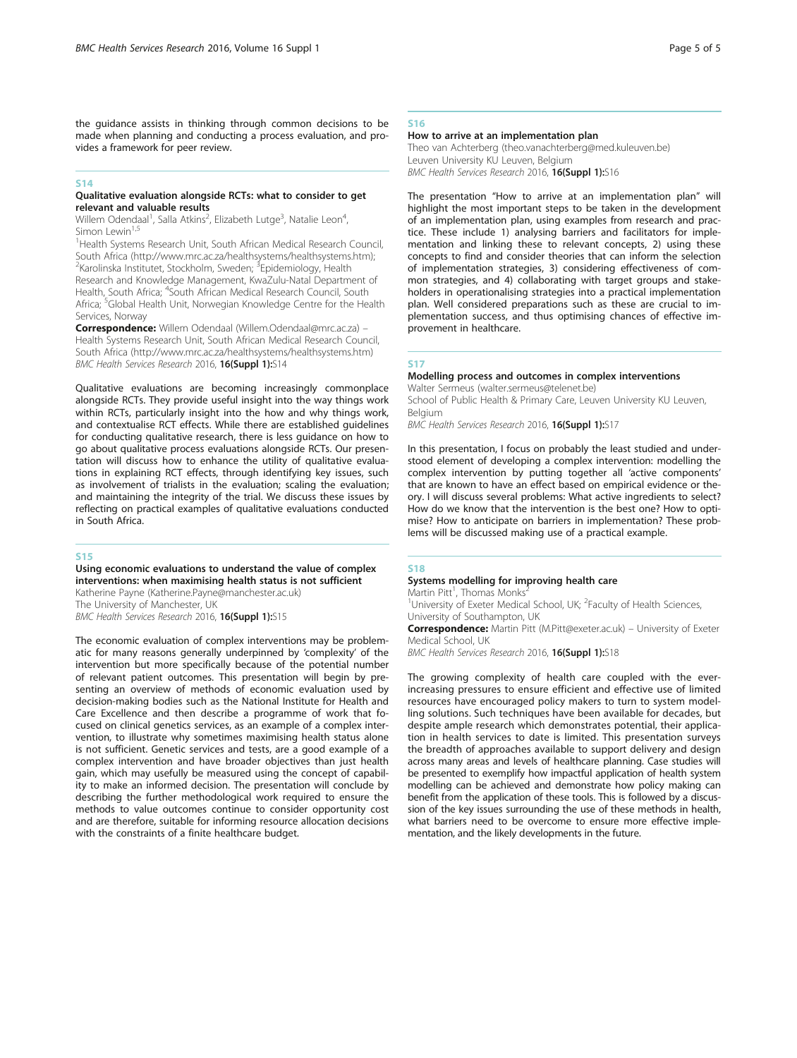the guidance assists in thinking through common decisions to be made when planning and conducting a process evaluation, and provides a framework for peer review.

## S14

### Qualitative evaluation alongside RCTs: what to consider to get relevant and valuable results

Willem Odendaal[1], Salla Atkins[2], Elizabeth Lutge[3], Natalie Leon[4], Simon Lewin[1,5]

[1]Health Systems Research Unit, South African Medical Research Council, South Africa (http://www.mrc.ac.za/healthsystems/healthsystems.htm); [2]Karolinska Institutet, Stockholm, Sweden; [3]Epidemiology, Health Research and Knowledge Management, KwaZulu-Natal Department of Health, South Africa; [4]South African Medical Research Council, South Africa; [5]Global Health Unit, Norwegian Knowledge Centre for the Health Services, Norway

**Correspondence:** Willem Odendaal (Willem.Odendaal@mrc.ac.za) – Health Systems Research Unit, South African Medical Research Council, South Africa (http://www.mrc.ac.za/healthsystems/healthsystems.htm)

*BMC Health Services Research* 2016, **16(Suppl 1):**S14

Qualitative evaluations are becoming increasingly commonplace alongside RCTs. They provide useful insight into the way things work within RCTs, particularly insight into the how and why things work, and contextualise RCT effects. While there are established guidelines for conducting qualitative research, there is less guidance on how to go about qualitative process evaluations alongside RCTs. Our presentation will discuss how to enhance the utility of qualitative evaluations in explaining RCT effects, through identifying key issues, such as involvement of trialists in the evaluation; scaling the evaluation; and maintaining the integrity of the trial. We discuss these issues by reflecting on practical examples of qualitative evaluations conducted in South Africa.

## S15

### Using economic evaluations to understand the value of complex interventions: when maximising health status is not sufficient

Katherine Payne (Katherine.Payne@manchester.ac.uk)

The University of Manchester, UK

*BMC Health Services Research* 2016, **16(Suppl 1):**S15

The economic evaluation of complex interventions may be problematic for many reasons generally underpinned by 'complexity' of the intervention but more specifically because of the potential number of relevant patient outcomes. This presentation will begin by presenting an overview of methods of economic evaluation used by decision-making bodies such as the National Institute for Health and Care Excellence and then describe a programme of work that focused on clinical genetics services, as an example of a complex intervention, to illustrate why sometimes maximising health status alone is not sufficient. Genetic services and tests, are a good example of a complex intervention and have broader objectives than just health gain, which may usefully be measured using the concept of capability to make an informed decision. The presentation will conclude by describing the further methodological work required to ensure the methods to value outcomes continue to consider opportunity cost and are therefore, suitable for informing resource allocation decisions with the constraints of a finite healthcare budget.

## S16

### How to arrive at an implementation plan

Theo van Achterberg (theo.vanachterberg@med.kuleuven.be)

Leuven University KU Leuven, Belgium

*BMC Health Services Research* 2016, **16(Suppl 1):**S16

The presentation "How to arrive at an implementation plan" will highlight the most important steps to be taken in the development of an implementation plan, using examples from research and practice. These include 1) analysing barriers and facilitators for implementation and linking these to relevant concepts, 2) using these concepts to find and consider theories that can inform the selection of implementation strategies, 3) considering effectiveness of common strategies, and 4) collaborating with target groups and stakeholders in operationalising strategies into a practical implementation plan. Well considered preparations such as these are crucial to implementation success, and thus optimising chances of effective improvement in healthcare.

## S17

### Modelling process and outcomes in complex interventions

Walter Sermeus (walter.sermeus@telenet.be)

School of Public Health & Primary Care, Leuven University KU Leuven, Belgium

*BMC Health Services Research* 2016, **16(Suppl 1):**S17

In this presentation, I focus on probably the least studied and understood element of developing a complex intervention: modelling the complex intervention by putting together all 'active components' that are known to have an effect based on empirical evidence or theory. I will discuss several problems: What active ingredients to select? How do we know that the intervention is the best one? How to optimise? How to anticipate on barriers in implementation? These problems will be discussed making use of a practical example.

## S18

### Systems modelling for improving health care

Martin Pitt[1], Thomas Monks[2]

[1]University of Exeter Medical School, UK; [2]Faculty of Health Sciences, University of Southampton, UK

**Correspondence:** Martin Pitt (M.Pitt@exeter.ac.uk) – University of Exeter Medical School, UK

*BMC Health Services Research* 2016, **16(Suppl 1):**S18

The growing complexity of health care coupled with the ever-increasing pressures to ensure efficient and effective use of limited resources have encouraged policy makers to turn to system modelling solutions. Such techniques have been available for decades, but despite ample research which demonstrates potential, their application in health services to date is limited. This presentation surveys the breadth of approaches available to support delivery and design across many areas and levels of healthcare planning. Case studies will be presented to exemplify how impactful application of health system modelling can be achieved and demonstrate how policy making can benefit from the application of these tools. This is followed by a discussion of the key issues surrounding the use of these methods in health, what barriers need to be overcome to ensure more effective implementation, and the likely developments in the future.